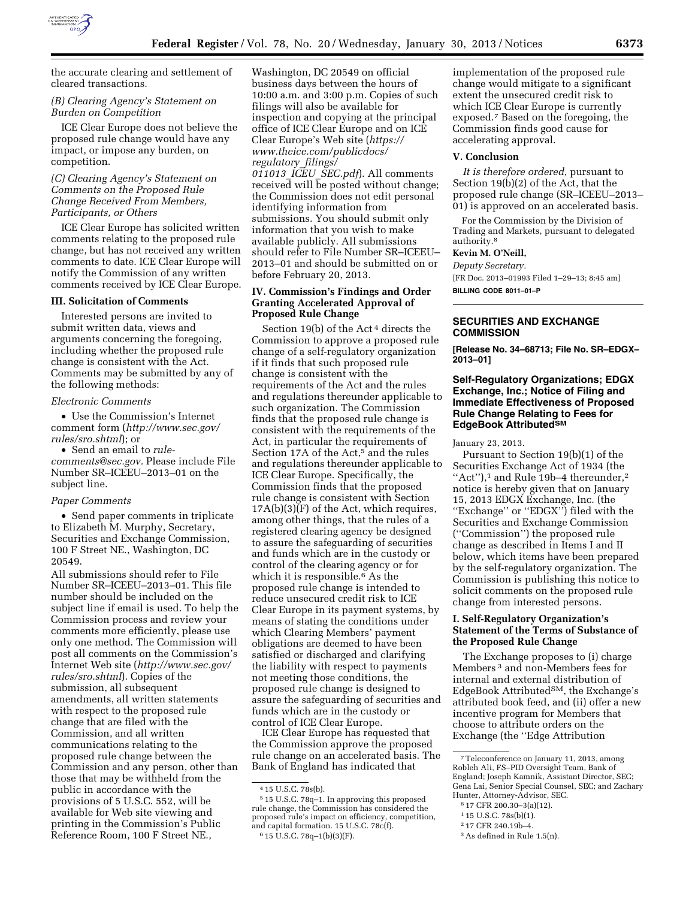the accurate clearing and settlement of cleared transactions.

*(B) Clearing Agency's Statement on Burden on Competition*

ICE Clear Europe does not believe the proposed rule change would have any impact, or impose any burden, on competition.

*(C) Clearing Agency's Statement on Comments on the Proposed Rule Change Received From Members, Participants, or Others*

ICE Clear Europe has solicited written comments relating to the proposed rule change, but has not received any written comments to date. ICE Clear Europe will notify the Commission of any written comments received by ICE Clear Europe.

### III. Solicitation of Comments

Interested persons are invited to submit written data, views and arguments concerning the foregoing, including whether the proposed rule change is consistent with the Act. Comments may be submitted by any of the following methods:

*Electronic Comments*

- Use the Commission's Internet comment form (*http://www.sec.gov/rules/sro.shtml*); or
- Send an email to *rule-comments@sec.gov.* Please include File Number SR–ICEEU–2013–01 on the subject line.

*Paper Comments*

- Send paper comments in triplicate to Elizabeth M. Murphy, Secretary, Securities and Exchange Commission, 100 F Street NE., Washington, DC 20549.

All submissions should refer to File Number SR–ICEEU–2013–01. This file number should be included on the subject line if email is used. To help the Commission process and review your comments more efficiently, please use only one method. The Commission will post all comments on the Commission's Internet Web site (*http://www.sec.gov/rules/sro.shtml*). Copies of the submission, all subsequent amendments, all written statements with respect to the proposed rule change that are filed with the Commission, and all written communications relating to the proposed rule change between the Commission and any person, other than those that may be withheld from the public in accordance with the provisions of 5 U.S.C. 552, will be available for Web site viewing and printing in the Commission's Public Reference Room, 100 F Street NE., Washington, DC 20549 on official business days between the hours of 10:00 a.m. and 3:00 p.m. Copies of such filings will also be available for inspection and copying at the principal office of ICE Clear Europe and on ICE Clear Europe's Web site (*https://www.theice.com/publicdocs/regulatory_filings/011013_ICEU_SEC.pdf*). All comments received will be posted without change; the Commission does not edit personal identifying information from submissions. You should submit only information that you wish to make available publicly. All submissions should refer to File Number SR–ICEEU–2013–01 and should be submitted on or before February 20, 2013.

### IV. Commission's Findings and Order Granting Accelerated Approval of Proposed Rule Change

Section 19(b) of the Act[4] directs the Commission to approve a proposed rule change of a self-regulatory organization if it finds that such proposed rule change is consistent with the requirements of the Act and the rules and regulations thereunder applicable to such organization. The Commission finds that the proposed rule change is consistent with the requirements of the Act, in particular the requirements of Section 17A of the Act,[5] and the rules and regulations thereunder applicable to ICE Clear Europe. Specifically, the Commission finds that the proposed rule change is consistent with Section 17A(b)(3)(F) of the Act, which requires, among other things, that the rules of a registered clearing agency be designed to assure the safeguarding of securities and funds which are in the custody or control of the clearing agency or for which it is responsible.[6] As the proposed rule change is intended to reduce unsecured credit risk to ICE Clear Europe in its payment systems, by means of stating the conditions under which Clearing Members' payment obligations are deemed to have been satisfied or discharged and clarifying the liability with respect to payments not meeting those conditions, the proposed rule change is designed to assure the safeguarding of securities and funds which are in the custody or control of ICE Clear Europe.

ICE Clear Europe has requested that the Commission approve the proposed rule change on an accelerated basis. The Bank of England has indicated that implementation of the proposed rule change would mitigate to a significant extent the unsecured credit risk to which ICE Clear Europe is currently exposed.[7] Based on the foregoing, the Commission finds good cause for accelerating approval.

### V. Conclusion

*It is therefore ordered,* pursuant to Section 19(b)(2) of the Act, that the proposed rule change (SR–ICEEU–2013–01) is approved on an accelerated basis.

For the Commission by the Division of Trading and Markets, pursuant to delegated authority.[8]

**Kevin M. O'Neill,**

*Deputy Secretary.*

[FR Doc. 2013–01993 Filed 1–29–13; 8:45 am]

**BILLING CODE 8011–01–P**

[4] 15 U.S.C. 78s(b).

[5] 15 U.S.C. 78q–1. In approving this proposed rule change, the Commission has considered the proposed rule's impact on efficiency, competition, and capital formation. 15 U.S.C. 78c(f).

[6] 15 U.S.C. 78q–1(b)(3)(F).

[7] Teleconference on January 11, 2013, among Robleh Ali, FS–PID Oversight Team, Bank of England; Joseph Kamnik, Assistant Director, SEC; Gena Lai, Senior Special Counsel, SEC; and Zachary Hunter, Attorney-Advisor, SEC.

[8] 17 CFR 200.30–3(a)(12).

## SECURITIES AND EXCHANGE COMMISSION

**[Release No. 34–68713; File No. SR–EDGX–2013–01]**

### Self-Regulatory Organizations; EDGX Exchange, Inc.; Notice of Filing and Immediate Effectiveness of Proposed Rule Change Relating to Fees for EdgeBook Attributed℠

January 23, 2013.

Pursuant to Section 19(b)(1) of the Securities Exchange Act of 1934 (the "Act"),[1] and Rule 19b–4 thereunder,[2] notice is hereby given that on January 15, 2013 EDGX Exchange, Inc. (the "Exchange" or "EDGX") filed with the Securities and Exchange Commission ("Commission") the proposed rule change as described in Items I and II below, which items have been prepared by the self-regulatory organization. The Commission is publishing this notice to solicit comments on the proposed rule change from interested persons.

### I. Self-Regulatory Organization's Statement of the Terms of Substance of the Proposed Rule Change

The Exchange proposes to (i) charge Members[3] and non-Members fees for internal and external distribution of EdgeBook Attributed℠, the Exchange's attributed book feed, and (ii) offer a new incentive program for Members that choose to attribute orders on the Exchange (the "Edge Attribution

[1] 15 U.S.C. 78s(b)(1).

[2] 17 CFR 240.19b–4.

[3] As defined in Rule 1.5(n).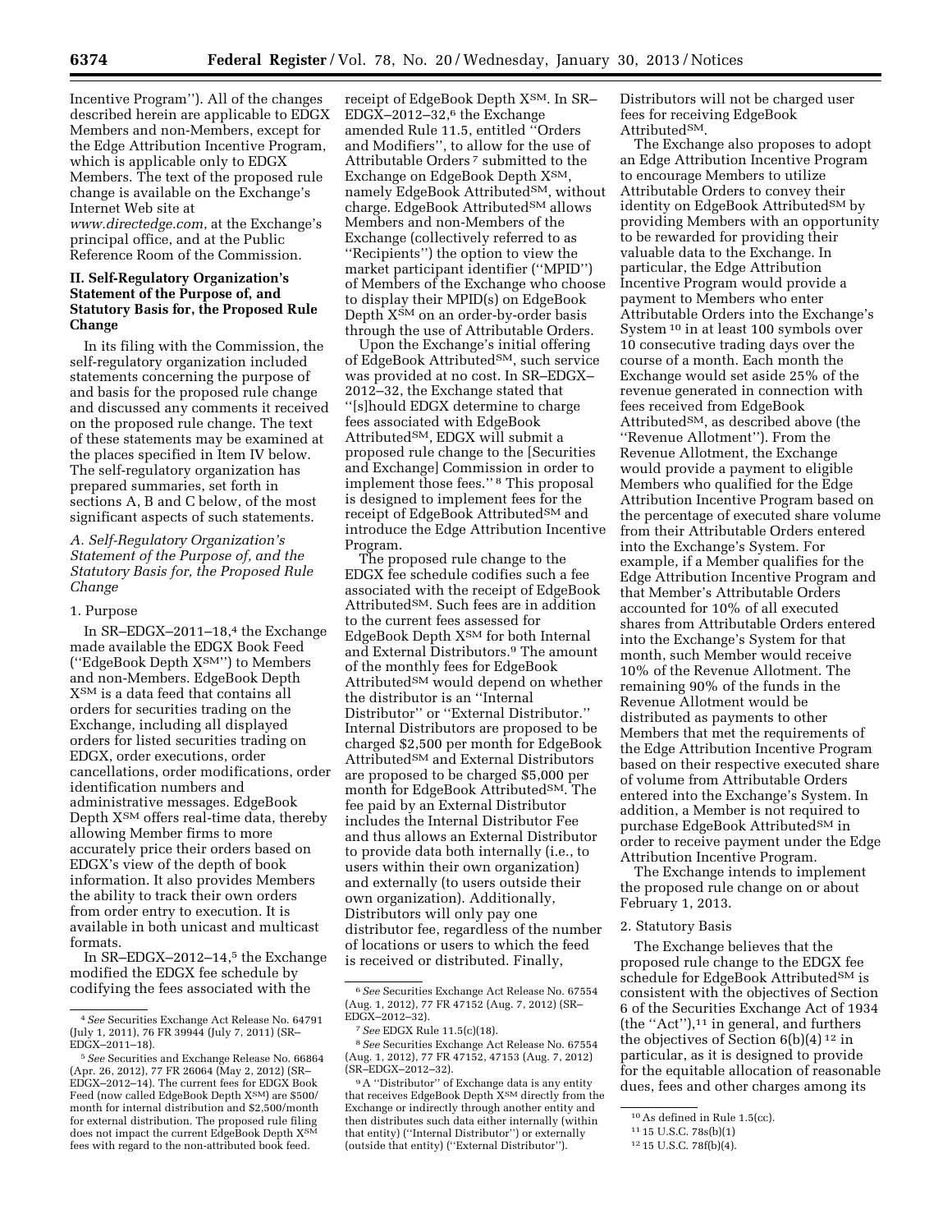Incentive Program''). All of the changes described herein are applicable to EDGX Members and non-Members, except for the Edge Attribution Incentive Program, which is applicable only to EDGX Members. The text of the proposed rule change is available on the Exchange's Internet Web site at *www.directedge.com*, at the Exchange's principal office, and at the Public Reference Room of the Commission.

## II. Self-Regulatory Organization's Statement of the Purpose of, and Statutory Basis for, the Proposed Rule Change

In its filing with the Commission, the self-regulatory organization included statements concerning the purpose of and basis for the proposed rule change and discussed any comments it received on the proposed rule change. The text of these statements may be examined at the places specified in Item IV below. The self-regulatory organization has prepared summaries, set forth in sections A, B and C below, of the most significant aspects of such statements.

### *A. Self-Regulatory Organization's Statement of the Purpose of, and the Statutory Basis for, the Proposed Rule Change*

#### 1. Purpose

In SR–EDGX–2011–18,[4] the Exchange made available the EDGX Book Feed (''EdgeBook Depth X<sup>SM</sup>'') to Members and non-Members. EdgeBook Depth X<sup>SM</sup> is a data feed that contains all orders for securities trading on the Exchange, including all displayed orders for listed securities trading on EDGX, order executions, order cancellations, order modifications, order identification numbers and administrative messages. EdgeBook Depth X<sup>SM</sup> offers real-time data, thereby allowing Member firms to more accurately price their orders based on EDGX's view of the depth of book information. It also provides Members the ability to track their own orders from order entry to execution. It is available in both unicast and multicast formats.

In SR–EDGX–2012–14,[5] the Exchange modified the EDGX fee schedule by codifying the fees associated with the receipt of EdgeBook Depth X<sup>SM</sup>. In SR–EDGX–2012–32,[6] the Exchange amended Rule 11.5, entitled ''Orders and Modifiers'', to allow for the use of Attributable Orders[7] submitted to the Exchange on EdgeBook Depth X<sup>SM</sup>, namely EdgeBook Attributed<sup>SM</sup>, without charge. EdgeBook Attributed<sup>SM</sup> allows Members and non-Members of the Exchange (collectively referred to as ''Recipients'') the option to view the market participant identifier (''MPID'') of Members of the Exchange who choose to display their MPID(s) on EdgeBook Depth X<sup>SM</sup> on an order-by-order basis through the use of Attributable Orders.

Upon the Exchange's initial offering of EdgeBook Attributed<sup>SM</sup>, such service was provided at no cost. In SR–EDGX–2012–32, the Exchange stated that ''[s]hould EDGX determine to charge fees associated with EdgeBook Attributed<sup>SM</sup>, EDGX will submit a proposed rule change to the [Securities and Exchange] Commission in order to implement those fees.''[8] This proposal is designed to implement fees for the receipt of EdgeBook Attributed<sup>SM</sup> and introduce the Edge Attribution Incentive Program.

The proposed rule change to the EDGX fee schedule codifies such a fee associated with the receipt of EdgeBook Attributed<sup>SM</sup>. Such fees are in addition to the current fees assessed for EdgeBook Depth X<sup>SM</sup> for both Internal and External Distributors.[9] The amount of the monthly fees for EdgeBook Attributed<sup>SM</sup> would depend on whether the distributor is an ''Internal Distributor'' or ''External Distributor.'' Internal Distributors are proposed to be charged $2,500 per month for EdgeBook Attributed<sup>SM</sup> and External Distributors are proposed to be charged $5,000 per month for EdgeBook Attributed<sup>SM</sup>. The fee paid by an External Distributor includes the Internal Distributor Fee and thus allows an External Distributor to provide data both internally (i.e., to users within their own organization) and externally (to users outside their own organization). Additionally, Distributors will only pay one distributor fee, regardless of the number of locations or users to which the feed is received or distributed. Finally, Distributors will not be charged user fees for receiving EdgeBook Attributed<sup>SM</sup>.

The Exchange also proposes to adopt an Edge Attribution Incentive Program to encourage Members to utilize Attributable Orders to convey their identity on EdgeBook Attributed<sup>SM</sup> by providing Members with an opportunity to be rewarded for providing their valuable data to the Exchange. In particular, the Edge Attribution Incentive Program would provide a payment to Members who enter Attributable Orders into the Exchange's System[10] in at least 100 symbols over 10 consecutive trading days over the course of a month. Each month the Exchange would set aside 25% of the revenue generated in connection with fees received from EdgeBook Attributed<sup>SM</sup>, as described above (the ''Revenue Allotment''). From the Revenue Allotment, the Exchange would provide a payment to eligible Members who qualified for the Edge Attribution Incentive Program based on the percentage of executed share volume from their Attributable Orders entered into the Exchange's System. For example, if a Member qualifies for the Edge Attribution Incentive Program and that Member's Attributable Orders accounted for 10% of all executed shares from Attributable Orders entered into the Exchange's System for that month, such Member would receive 10% of the Revenue Allotment. The remaining 90% of the funds in the Revenue Allotment would be distributed as payments to other Members that met the requirements of the Edge Attribution Incentive Program based on their respective executed share of volume from Attributable Orders entered into the Exchange's System. In addition, a Member is not required to purchase EdgeBook Attributed<sup>SM</sup> in order to receive payment under the Edge Attribution Incentive Program.

The Exchange intends to implement the proposed rule change on or about February 1, 2013.

#### 2. Statutory Basis

The Exchange believes that the proposed rule change to the EDGX fee schedule for EdgeBook Attributed<sup>SM</sup> is consistent with the objectives of Section 6 of the Securities Exchange Act of 1934 (the ''Act''),[11] in general, and furthers the objectives of Section 6(b)(4)[12] in particular, as it is designed to provide for the equitable allocation of reasonable dues, fees and other charges among its

---

[4] *See* Securities Exchange Act Release No. 64791 (July 1, 2011), 76 FR 39944 (July 7, 2011) (SR–EDGX–2011–18).

[5] *See* Securities and Exchange Release No. 66864 (Apr. 26, 2012), 77 FR 26064 (May 2, 2012) (SR–EDGX–2012–14). The current fees for EDGX Book Feed (now called EdgeBook Depth X<sup>SM</sup>) are $500/month for internal distribution and $2,500/month for external distribution. The proposed rule filing does not impact the current EdgeBook Depth X<sup>SM</sup> fees with regard to the non-attributed book feed.

[6] *See* Securities Exchange Act Release No. 67554 (Aug. 1, 2012), 77 FR 47152 (Aug. 7, 2012) (SR–EDGX–2012–32).

[7] *See* EDGX Rule 11.5(c)(18).

[8] *See* Securities Exchange Act Release No. 67554 (Aug. 1, 2012), 77 FR 47152, 47153 (Aug. 7, 2012) (SR–EDGX–2012–32).

[9] A ''Distributor'' of Exchange data is any entity that receives EdgeBook Depth X<sup>SM</sup> directly from the Exchange or indirectly through another entity and then distributes such data either internally (within that entity) (''Internal Distributor'') or externally (outside that entity) (''External Distributor'').

[10] As defined in Rule 1.5(cc).

[11] 15 U.S.C. 78s(b)(1)

[12] 15 U.S.C. 78f(b)(4).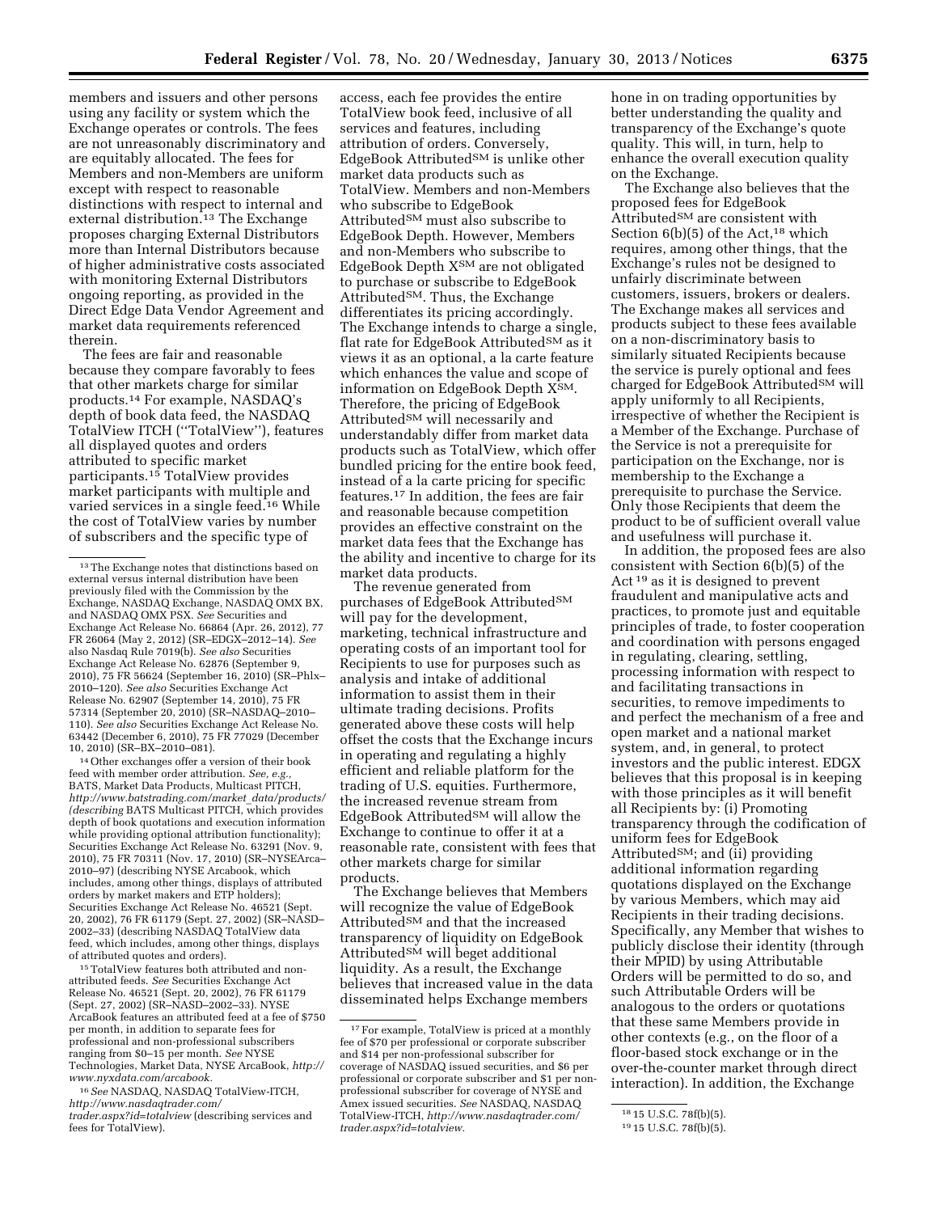members and issuers and other persons using any facility or system which the Exchange operates or controls. The fees are not unreasonably discriminatory and are equitably allocated. The fees for Members and non-Members are uniform except with respect to reasonable distinctions with respect to internal and external distribution.[13] The Exchange proposes charging External Distributors more than Internal Distributors because of higher administrative costs associated with monitoring External Distributors ongoing reporting, as provided in the Direct Edge Data Vendor Agreement and market data requirements referenced therein.

The fees are fair and reasonable because they compare favorably to fees that other markets charge for similar products.[14] For example, NASDAQ's depth of book data feed, the NASDAQ TotalView ITCH ("TotalView"), features all displayed quotes and orders attributed to specific market participants.[15] TotalView provides market participants with multiple and varied services in a single feed.[16] While the cost of TotalView varies by number of subscribers and the specific type of access, each fee provides the entire TotalView book feed, inclusive of all services and features, including attribution of orders. Conversely, EdgeBook Attributed℠ is unlike other market data products such as TotalView. Members and non-Members who subscribe to EdgeBook Attributed℠ must also subscribe to EdgeBook Depth. However, Members and non-Members who subscribe to EdgeBook Depth X℠ are not obligated to purchase or subscribe to EdgeBook Attributed℠. Thus, the Exchange differentiates its pricing accordingly. The Exchange intends to charge a single, flat rate for EdgeBook Attributed℠ as it views it as an optional, a la carte feature which enhances the value and scope of information on EdgeBook Depth X℠. Therefore, the pricing of EdgeBook Attributed℠ will necessarily and understandably differ from market data products such as TotalView, which offer bundled pricing for the entire book feed, instead of a la carte pricing for specific features.[17] In addition, the fees are fair and reasonable because competition provides an effective constraint on the market data fees that the Exchange has the ability and incentive to charge for its market data products.

The revenue generated from purchases of EdgeBook Attributed℠ will pay for the development, marketing, technical infrastructure and operating costs of an important tool for Recipients to use for purposes such as analysis and intake of additional information to assist them in their ultimate trading decisions. Profits generated above these costs will help offset the costs that the Exchange incurs in operating and regulating a highly efficient and reliable platform for the trading of U.S. equities. Furthermore, the increased revenue stream from EdgeBook Attributed℠ will allow the Exchange to continue to offer it at a reasonable rate, consistent with fees that other markets charge for similar products.

The Exchange believes that Members will recognize the value of EdgeBook Attributed℠ and that the increased transparency of liquidity on EdgeBook Attributed℠ will beget additional liquidity. As a result, the Exchange believes that increased value in the data disseminated helps Exchange members hone in on trading opportunities by better understanding the quality and transparency of the Exchange's quote quality. This will, in turn, help to enhance the overall execution quality on the Exchange.

The Exchange also believes that the proposed fees for EdgeBook Attributed℠ are consistent with Section 6(b)(5) of the Act,[18] which requires, among other things, that the Exchange's rules not be designed to unfairly discriminate between customers, issuers, brokers or dealers. The Exchange makes all services and products subject to these fees available on a non-discriminatory basis to similarly situated Recipients because the service is purely optional and fees charged for EdgeBook Attributed℠ will apply uniformly to all Recipients, irrespective of whether the Recipient is a Member of the Exchange. Purchase of the Service is not a prerequisite for participation on the Exchange, nor is membership to the Exchange a prerequisite to purchase the Service. Only those Recipients that deem the product to be of sufficient overall value and usefulness will purchase it.

In addition, the proposed fees are also consistent with Section 6(b)(5) of the Act[19] as it is designed to prevent fraudulent and manipulative acts and practices, to promote just and equitable principles of trade, to foster cooperation and coordination with persons engaged in regulating, clearing, settling, processing information with respect to and facilitating transactions in securities, to remove impediments to and perfect the mechanism of a free and open market and a national market system, and, in general, to protect investors and the public interest. EDGX believes that this proposal is in keeping with those principles as it will benefit all Recipients by: (i) Promoting transparency through the codification of uniform fees for EdgeBook Attributed℠; and (ii) providing additional information regarding quotations displayed on the Exchange by various Members, which may aid Recipients in their trading decisions. Specifically, any Member that wishes to publicly disclose their identity (through their MPID) by using Attributable Orders will be permitted to do so, and such Attributable Orders will be analogous to the orders or quotations that these same Members provide in other contexts (e.g., on the floor of a floor-based stock exchange or in the over-the-counter market through direct interaction). In addition, the Exchange

---

[13] The Exchange notes that distinctions based on external versus internal distribution have been previously filed with the Commission by the Exchange, NASDAQ Exchange, NASDAQ OMX BX, and NASDAQ OMX PSX. *See* Securities and Exchange Act Release No. 66864 (Apr. 26, 2012), 77 FR 26064 (May 2, 2012) (SR–EDGX–2012–14). *See* also Nasdaq Rule 7019(b). *See also* Securities Exchange Act Release No. 62876 (September 9, 2010), 75 FR 56624 (September 16, 2010) (SR–Phlx–2010–120). *See also* Securities Exchange Act Release No. 62907 (September 14, 2010), 75 FR 57314 (September 20, 2010) (SR–NASDAQ–2010–110). *See also* Securities Exchange Act Release No. 63442 (December 6, 2010), 75 FR 77029 (December 10, 2010) (SR–BX–2010–081).

[14] Other exchanges offer a version of their book feed with member order attribution. *See, e.g.,* BATS, Market Data Products, Multicast PITCH, *http://www.batstrading.com/market_data/products/ (describing* BATS Multicast PITCH, which provides depth of book quotations and execution information while providing optional attribution functionality); Securities Exchange Act Release No. 63291 (Nov. 9, 2010), 75 FR 70311 (Nov. 17, 2010) (SR–NYSEArca–2010–97) (describing NYSE Arcabook, which includes, among other things, displays of attributed orders by market makers and ETP holders); Securities Exchange Act Release No. 46521 (Sept. 20, 2002), 76 FR 61179 (Sept. 27, 2002) (SR–NASD–2002–33) (describing NASDAQ TotalView data feed, which includes, among other things, displays of attributed quotes and orders).

[15] TotalView features both attributed and non-attributed feeds. *See* Securities Exchange Act Release No. 46521 (Sept. 20, 2002), 76 FR 61179 (Sept. 27, 2002) (SR–NASD–2002–33). NYSE ArcaBook features an attributed feed at a fee of $750 per month, in addition to separate fees for professional and non-professional subscribers ranging from $0–15 per month. *See* NYSE Technologies, Market Data, NYSE ArcaBook, *http://www.nyxdata.com/arcabook.*

[16] *See* NASDAQ, NASDAQ TotalView-ITCH, *http://www.nasdaqtrader.com/trader.aspx?id=totalview* (describing services and fees for TotalView).

[17] For example, TotalView is priced at a monthly fee of $70 per professional or corporate subscriber and $14 per non-professional subscriber for coverage of NASDAQ issued securities, and $6 per professional or corporate subscriber and $1 per non-professional subscriber for coverage of NYSE and Amex issued securities. *See* NASDAQ, NASDAQ TotalView-ITCH, *http://www.nasdaqtrader.com/trader.aspx?id=totalview.*

[18] 15 U.S.C. 78f(b)(5).

[19] 15 U.S.C. 78f(b)(5).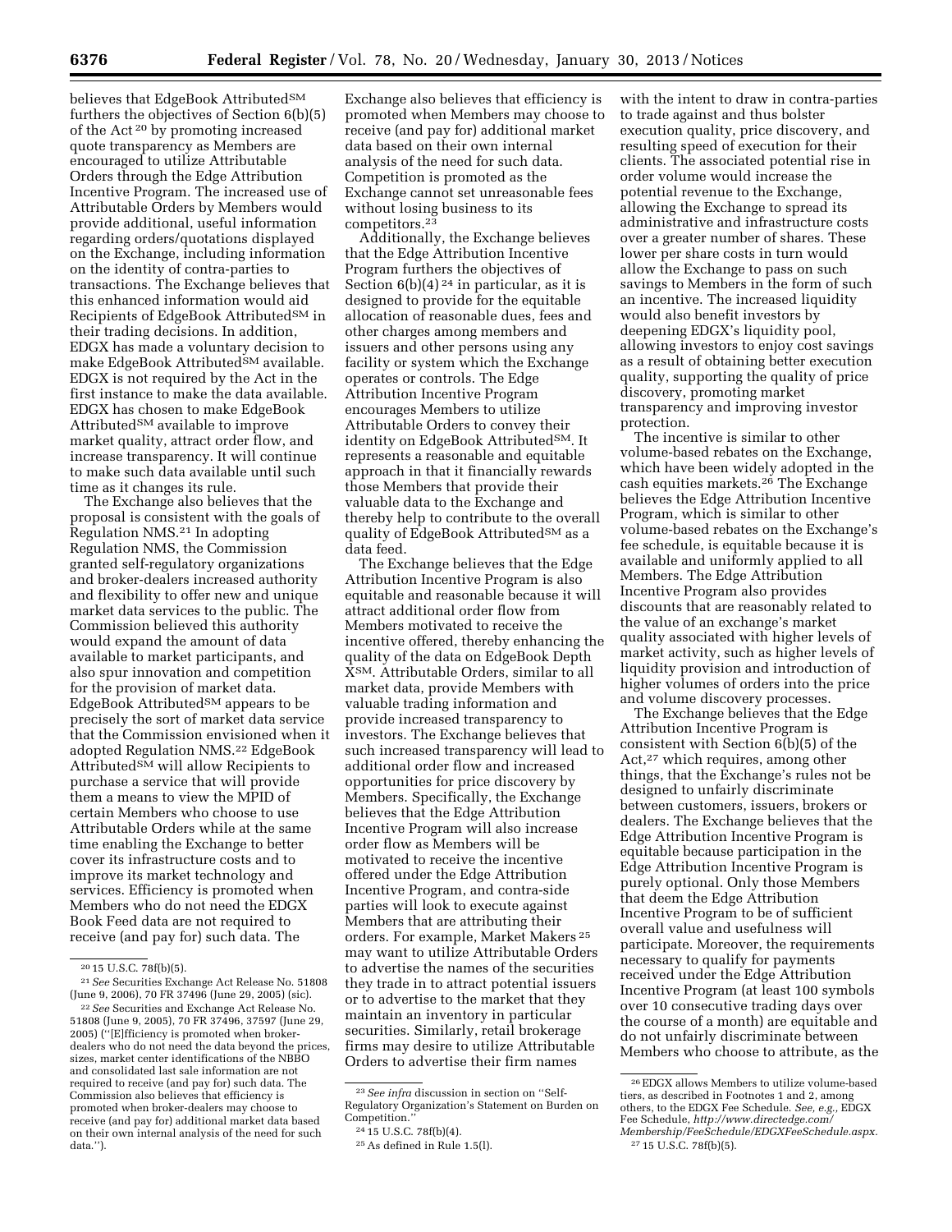believes that EdgeBook Attributed℠ furthers the objectives of Section 6(b)(5) of the Act [20] by promoting increased quote transparency as Members are encouraged to utilize Attributable Orders through the Edge Attribution Incentive Program. The increased use of Attributable Orders by Members would provide additional, useful information regarding orders/quotations displayed on the Exchange, including information on the identity of contra-parties to transactions. The Exchange believes that this enhanced information would aid Recipients of EdgeBook Attributed℠ in their trading decisions. In addition, EDGX has made a voluntary decision to make EdgeBook Attributed℠ available. EDGX is not required by the Act in the first instance to make the data available. EDGX has chosen to make EdgeBook Attributed℠ available to improve market quality, attract order flow, and increase transparency. It will continue to make such data available until such time as it changes its rule.

The Exchange also believes that the proposal is consistent with the goals of Regulation NMS.[21] In adopting Regulation NMS, the Commission granted self-regulatory organizations and broker-dealers increased authority and flexibility to offer new and unique market data services to the public. The Commission believed this authority would expand the amount of data available to market participants, and also spur innovation and competition for the provision of market data. EdgeBook Attributed℠ appears to be precisely the sort of market data service that the Commission envisioned when it adopted Regulation NMS.[22] EdgeBook Attributed℠ will allow Recipients to purchase a service that will provide them a means to view the MPID of certain Members who choose to use Attributable Orders while at the same time enabling the Exchange to better cover its infrastructure costs and to improve its market technology and services. Efficiency is promoted when Members who do not need the EDGX Book Feed data are not required to receive (and pay for) such data. The Exchange also believes that efficiency is promoted when Members may choose to receive (and pay for) additional market data based on their own internal analysis of the need for such data. Competition is promoted as the Exchange cannot set unreasonable fees without losing business to its competitors.[23]

Additionally, the Exchange believes that the Edge Attribution Incentive Program furthers the objectives of Section 6(b)(4) [24] in particular, as it is designed to provide for the equitable allocation of reasonable dues, fees and other charges among members and issuers and other persons using any facility or system which the Exchange operates or controls. The Edge Attribution Incentive Program encourages Members to utilize Attributable Orders to convey their identity on EdgeBook Attributed℠. It represents a reasonable and equitable approach in that it financially rewards those Members that provide their valuable data to the Exchange and thereby help to contribute to the overall quality of EdgeBook Attributed℠ as a data feed.

The Exchange believes that the Edge Attribution Incentive Program is also equitable and reasonable because it will attract additional order flow from Members motivated to receive the incentive offered, thereby enhancing the quality of the data on EdgeBook Depth X℠. Attributable Orders, similar to all market data, provide Members with valuable trading information and provide increased transparency to investors. The Exchange believes that such increased transparency will lead to additional order flow and increased opportunities for price discovery by Members. Specifically, the Exchange believes that the Edge Attribution Incentive Program will also increase order flow as Members will be motivated to receive the incentive offered under the Edge Attribution Incentive Program, and contra-side parties will look to execute against Members that are attributing their orders. For example, Market Makers [25] may want to utilize Attributable Orders to advertise the names of the securities they trade in to attract potential issuers or to advertise to the market that they maintain an inventory in particular securities. Similarly, retail brokerage firms may desire to utilize Attributable Orders to advertise their firm names with the intent to draw in contra-parties to trade against and thus bolster execution quality, price discovery, and resulting speed of execution for their clients. The associated potential rise in order volume would increase the potential revenue to the Exchange, allowing the Exchange to spread its administrative and infrastructure costs over a greater number of shares. These lower per share costs in turn would allow the Exchange to pass on such savings to Members in the form of such an incentive. The increased liquidity would also benefit investors by deepening EDGX's liquidity pool, allowing investors to enjoy cost savings as a result of obtaining better execution quality, supporting the quality of price discovery, promoting market transparency and improving investor protection.

The incentive is similar to other volume-based rebates on the Exchange, which have been widely adopted in the cash equities markets.[26] The Exchange believes the Edge Attribution Incentive Program, which is similar to other volume-based rebates on the Exchange's fee schedule, is equitable because it is available and uniformly applied to all Members. The Edge Attribution Incentive Program also provides discounts that are reasonably related to the value of an exchange's market quality associated with higher levels of market activity, such as higher levels of liquidity provision and introduction of higher volumes of orders into the price and volume discovery processes.

The Exchange believes that the Edge Attribution Incentive Program is consistent with Section 6(b)(5) of the Act,[27] which requires, among other things, that the Exchange's rules not be designed to unfairly discriminate between customers, issuers, brokers or dealers. The Exchange believes that the Edge Attribution Incentive Program is equitable because participation in the Edge Attribution Incentive Program is purely optional. Only those Members that deem the Edge Attribution Incentive Program to be of sufficient overall value and usefulness will participate. Moreover, the requirements necessary to qualify for payments received under the Edge Attribution Incentive Program (at least 100 symbols over 10 consecutive trading days over the course of a month) are equitable and do not unfairly discriminate between Members who choose to attribute, as the

---

[20] 15 U.S.C. 78f(b)(5).

[21] *See* Securities Exchange Act Release No. 51808 (June 9, 2006), 70 FR 37496 (June 29, 2005) (sic).

[22] *See* Securities and Exchange Act Release No. 51808 (June 9, 2005), 70 FR 37496, 37597 (June 29, 2005) (''[E]fficiency is promoted when broker-dealers who do not need the data beyond the prices, sizes, market center identifications of the NBBO and consolidated last sale information are not required to receive (and pay for) such data. The Commission also believes that efficiency is promoted when broker-dealers may choose to receive (and pay for) additional market data based on their own internal analysis of the need for such data.'').

[23] *See infra* discussion in section on ''Self-Regulatory Organization's Statement on Burden on Competition.''

[24] 15 U.S.C. 78f(b)(4).

[25] As defined in Rule 1.5(l).

[26] EDGX allows Members to utilize volume-based tiers, as described in Footnotes 1 and 2, among others, to the EDGX Fee Schedule. *See, e.g.,* EDGX Fee Schedule, *http://www.directedge.com/Membership/FeeSchedule/EDGXFeeSchedule.aspx.*

[27] 15 U.S.C. 78f(b)(5).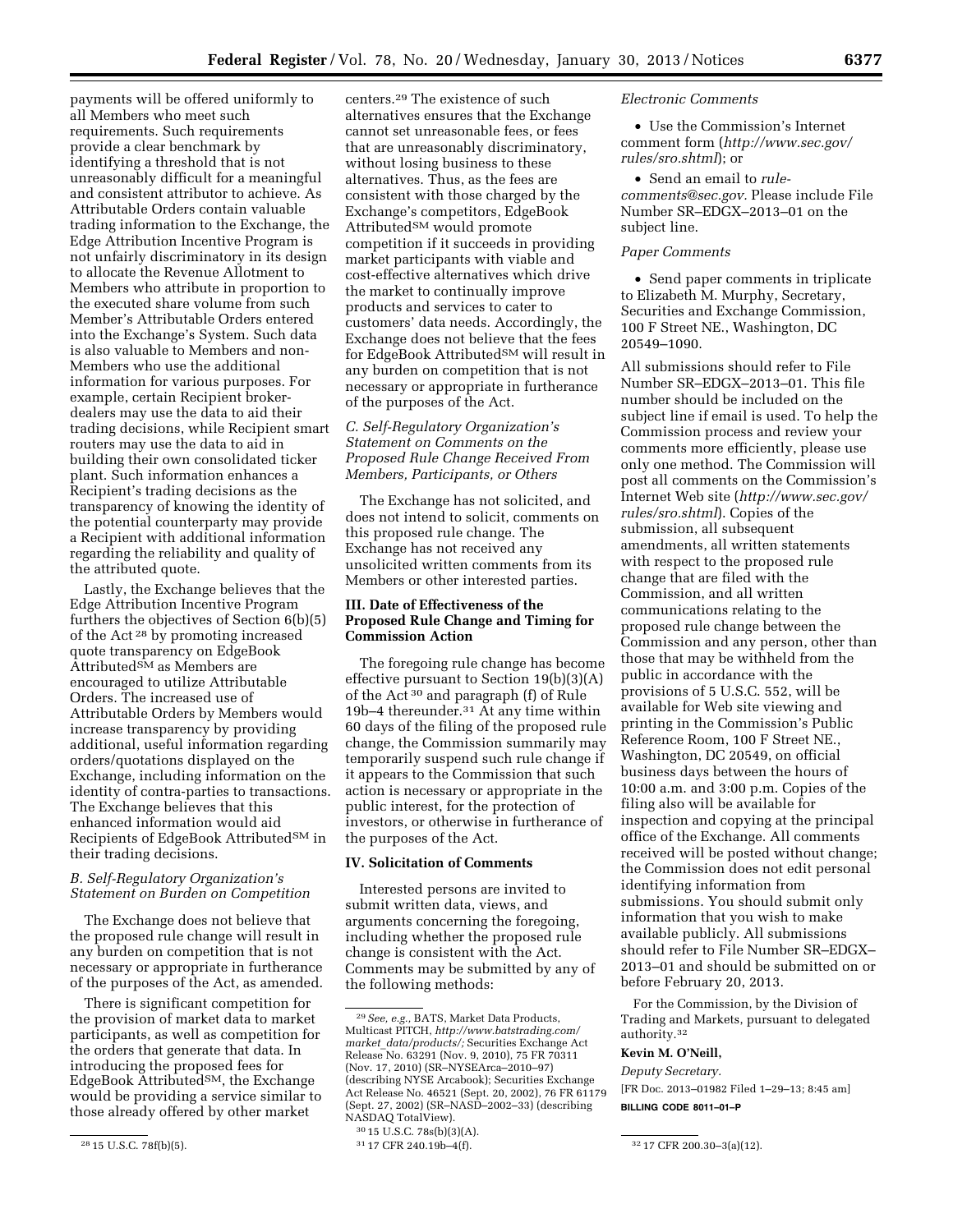payments will be offered uniformly to all Members who meet such requirements. Such requirements provide a clear benchmark by identifying a threshold that is not unreasonably difficult for a meaningful and consistent attributor to achieve. As Attributable Orders contain valuable trading information to the Exchange, the Edge Attribution Incentive Program is not unfairly discriminatory in its design to allocate the Revenue Allotment to Members who attribute in proportion to the executed share volume from such Member's Attributable Orders entered into the Exchange's System. Such data is also valuable to Members and non-Members who use the additional information for various purposes. For example, certain Recipient broker-dealers may use the data to aid their trading decisions, while Recipient smart routers may use the data to aid in building their own consolidated ticker plant. Such information enhances a Recipient's trading decisions as the transparency of knowing the identity of the potential counterparty may provide a Recipient with additional information regarding the reliability and quality of the attributed quote.

Lastly, the Exchange believes that the Edge Attribution Incentive Program furthers the objectives of Section 6(b)(5) of the Act [28] by promoting increased quote transparency on EdgeBook Attributed℠ as Members are encouraged to utilize Attributable Orders. The increased use of Attributable Orders by Members would increase transparency by providing additional, useful information regarding orders/quotations displayed on the Exchange, including information on the identity of contra-parties to transactions. The Exchange believes that this enhanced information would aid Recipients of EdgeBook Attributed℠ in their trading decisions.

### *B. Self-Regulatory Organization's Statement on Burden on Competition*

The Exchange does not believe that the proposed rule change will result in any burden on competition that is not necessary or appropriate in furtherance of the purposes of the Act, as amended.

There is significant competition for the provision of market data to market participants, as well as competition for the orders that generate that data. In introducing the proposed fees for EdgeBook Attributed℠, the Exchange would be providing a service similar to those already offered by other market centers.[29] The existence of such alternatives ensures that the Exchange cannot set unreasonable fees, or fees that are unreasonably discriminatory, without losing business to these alternatives. Thus, as the fees are consistent with those charged by the Exchange's competitors, EdgeBook Attributed℠ would promote competition if it succeeds in providing market participants with viable and cost-effective alternatives which drive the market to continually improve products and services to cater to customers' data needs. Accordingly, the Exchange does not believe that the fees for EdgeBook Attributed℠ will result in any burden on competition that is not necessary or appropriate in furtherance of the purposes of the Act.

### *C. Self-Regulatory Organization's Statement on Comments on the Proposed Rule Change Received From Members, Participants, or Others*

The Exchange has not solicited, and does not intend to solicit, comments on this proposed rule change. The Exchange has not received any unsolicited written comments from its Members or other interested parties.

## III. Date of Effectiveness of the Proposed Rule Change and Timing for Commission Action

The foregoing rule change has become effective pursuant to Section 19(b)(3)(A) of the Act [30] and paragraph (f) of Rule 19b–4 thereunder.[31] At any time within 60 days of the filing of the proposed rule change, the Commission summarily may temporarily suspend such rule change if it appears to the Commission that such action is necessary or appropriate in the public interest, for the protection of investors, or otherwise in furtherance of the purposes of the Act.

## IV. Solicitation of Comments

Interested persons are invited to submit written data, views, and arguments concerning the foregoing, including whether the proposed rule change is consistent with the Act. Comments may be submitted by any of the following methods:

### *Electronic Comments*

- Use the Commission's Internet comment form (*http://www.sec.gov/rules/sro.shtml*); or
- Send an email to *rule-comments@sec.gov.* Please include File Number SR–EDGX–2013–01 on the subject line.

### *Paper Comments*

- Send paper comments in triplicate to Elizabeth M. Murphy, Secretary, Securities and Exchange Commission, 100 F Street NE., Washington, DC 20549–1090.

All submissions should refer to File Number SR–EDGX–2013–01. This file number should be included on the subject line if email is used. To help the Commission process and review your comments more efficiently, please use only one method. The Commission will post all comments on the Commission's Internet Web site (*http://www.sec.gov/rules/sro.shtml*). Copies of the submission, all subsequent amendments, all written statements with respect to the proposed rule change that are filed with the Commission, and all written communications relating to the proposed rule change between the Commission and any person, other than those that may be withheld from the public in accordance with the provisions of 5 U.S.C. 552, will be available for Web site viewing and printing in the Commission's Public Reference Room, 100 F Street NE., Washington, DC 20549, on official business days between the hours of 10:00 a.m. and 3:00 p.m. Copies of the filing also will be available for inspection and copying at the principal office of the Exchange. All comments received will be posted without change; the Commission does not edit personal identifying information from submissions. You should submit only information that you wish to make available publicly. All submissions should refer to File Number SR–EDGX–2013–01 and should be submitted on or before February 20, 2013.

For the Commission, by the Division of Trading and Markets, pursuant to delegated authority.[32]

**Kevin M. O'Neill,**

*Deputy Secretary.*

[FR Doc. 2013–01982 Filed 1–29–13; 8:45 am]

**BILLING CODE 8011–01–P**

---

[28] 15 U.S.C. 78f(b)(5).

[29] *See, e.g.,* BATS, Market Data Products, Multicast PITCH, *http://www.batstrading.com/market_data/products/;* Securities Exchange Act Release No. 63291 (Nov. 9, 2010), 75 FR 70311 (Nov. 17, 2010) (SR–NYSEArca–2010–97) (describing NYSE Arcabook); Securities Exchange Act Release No. 46521 (Sept. 20, 2002), 76 FR 61179 (Sept. 27, 2002) (SR–NASD–2002–33) (describing NASDAQ TotalView).

[30] 15 U.S.C. 78s(b)(3)(A).

[31] 17 CFR 240.19b–4(f).

[32] 17 CFR 200.30–3(a)(12).